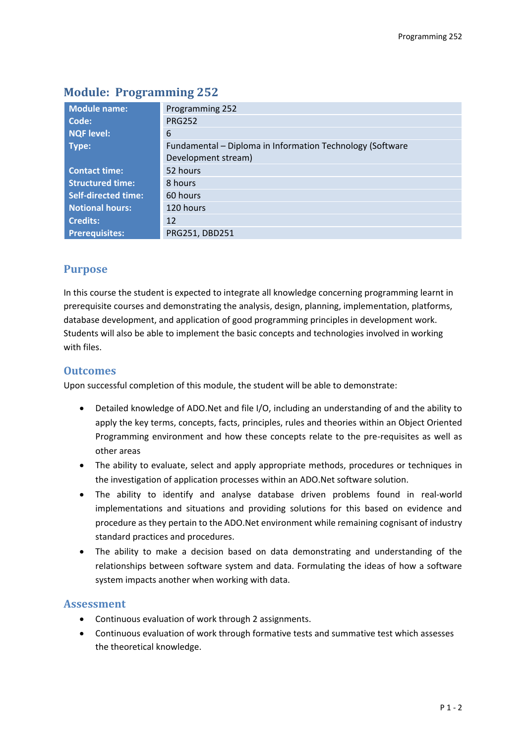## Module: Programming 252

| Module name: | Programming 252 |
|---|---|
| Code: | PRG252 |
| NQF level: | 6 |
| Type: | Fundamental – Diploma in Information Technology (Software Development stream) |
| Contact time: | 52 hours |
| Structured time: | 8 hours |
| Self-directed time: | 60 hours |
| Notional hours: | 120 hours |
| Credits: | 12 |
| Prerequisites: | PRG251, DBD251 |

### Purpose

In this course the student is expected to integrate all knowledge concerning programming learnt in prerequisite courses and demonstrating the analysis, design, planning, implementation, platforms, database development, and application of good programming principles in development work. Students will also be able to implement the basic concepts and technologies involved in working with files.

### Outcomes

Upon successful completion of this module, the student will be able to demonstrate:

- Detailed knowledge of ADO.Net and file I/O, including an understanding of and the ability to apply the key terms, concepts, facts, principles, rules and theories within an Object Oriented Programming environment and how these concepts relate to the pre-requisites as well as other areas
- The ability to evaluate, select and apply appropriate methods, procedures or techniques in the investigation of application processes within an ADO.Net software solution.
- The ability to identify and analyse database driven problems found in real-world implementations and situations and providing solutions for this based on evidence and procedure as they pertain to the ADO.Net environment while remaining cognisant of industry standard practices and procedures.
- The ability to make a decision based on data demonstrating and understanding of the relationships between software system and data. Formulating the ideas of how a software system impacts another when working with data.

### Assessment

- Continuous evaluation of work through 2 assignments.
- Continuous evaluation of work through formative tests and summative test which assesses the theoretical knowledge.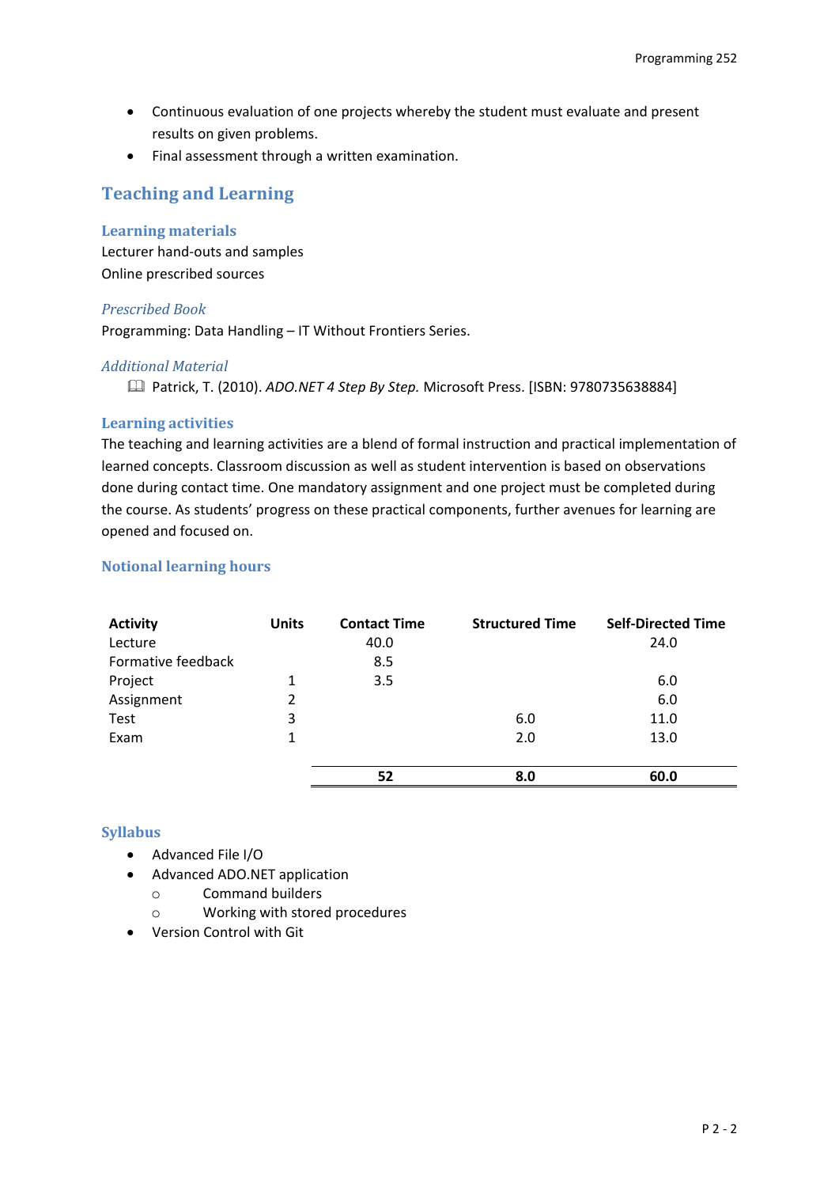- Continuous evaluation of one projects whereby the student must evaluate and present results on given problems.
- Final assessment through a written examination.

## Teaching and Learning

### Learning materials

Lecturer hand-outs and samples

Online prescribed sources

#### *Prescribed Book*

Programming: Data Handling – IT Without Frontiers Series.

#### *Additional Material*

📖 Patrick, T. (2010). *ADO.NET 4 Step By Step.* Microsoft Press. [ISBN: 9780735638884]

### Learning activities

The teaching and learning activities are a blend of formal instruction and practical implementation of learned concepts. Classroom discussion as well as student intervention is based on observations done during contact time. One mandatory assignment and one project must be completed during the course. As students' progress on these practical components, further avenues for learning are opened and focused on.

### Notional learning hours

| Activity | Units | Contact Time | Structured Time | Self-Directed Time |
|---|---|---|---|---|
| Lecture | | 40.0 | | 24.0 |
| Formative feedback | | 8.5 | | |
| Project | 1 | 3.5 | | 6.0 |
| Assignment | 2 | | | 6.0 |
| Test | 3 | | 6.0 | 11.0 |
| Exam | 1 | | 2.0 | 13.0 |
| | | **52** | **8.0** | **60.0** |

### Syllabus

- Advanced File I/O
- Advanced ADO.NET application
  - Command builders
  - Working with stored procedures
- Version Control with Git